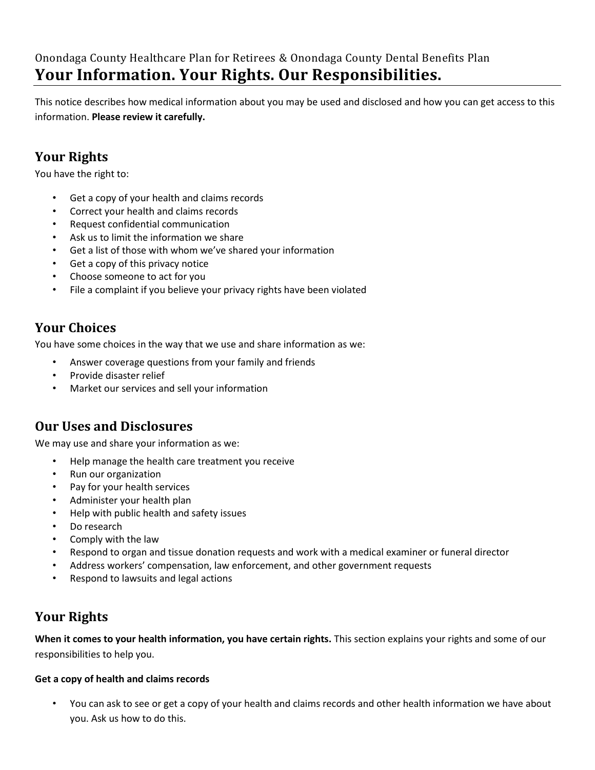Onondaga County Healthcare Plan for Retirees & Onondaga County Dental Benefits Plan

# Your Information. Your Rights. Our Responsibilities.

This notice describes how medical information about you may be used and disclosed and how you can get access to this information. **Please review it carefully.**

## Your Rights

You have the right to:

- Get a copy of your health and claims records
- Correct your health and claims records
- Request confidential communication
- Ask us to limit the information we share
- Get a list of those with whom we've shared your information
- Get a copy of this privacy notice
- Choose someone to act for you
- File a complaint if you believe your privacy rights have been violated

## Your Choices

You have some choices in the way that we use and share information as we:

- Answer coverage questions from your family and friends
- Provide disaster relief
- Market our services and sell your information

## Our Uses and Disclosures

We may use and share your information as we:

- Help manage the health care treatment you receive
- Run our organization
- Pay for your health services
- Administer your health plan
- Help with public health and safety issues
- Do research
- Comply with the law
- Respond to organ and tissue donation requests and work with a medical examiner or funeral director
- Address workers' compensation, law enforcement, and other government requests
- Respond to lawsuits and legal actions

## Your Rights

**When it comes to your health information, you have certain rights.** This section explains your rights and some of our responsibilities to help you.

**Get a copy of health and claims records**

- You can ask to see or get a copy of your health and claims records and other health information we have about you. Ask us how to do this.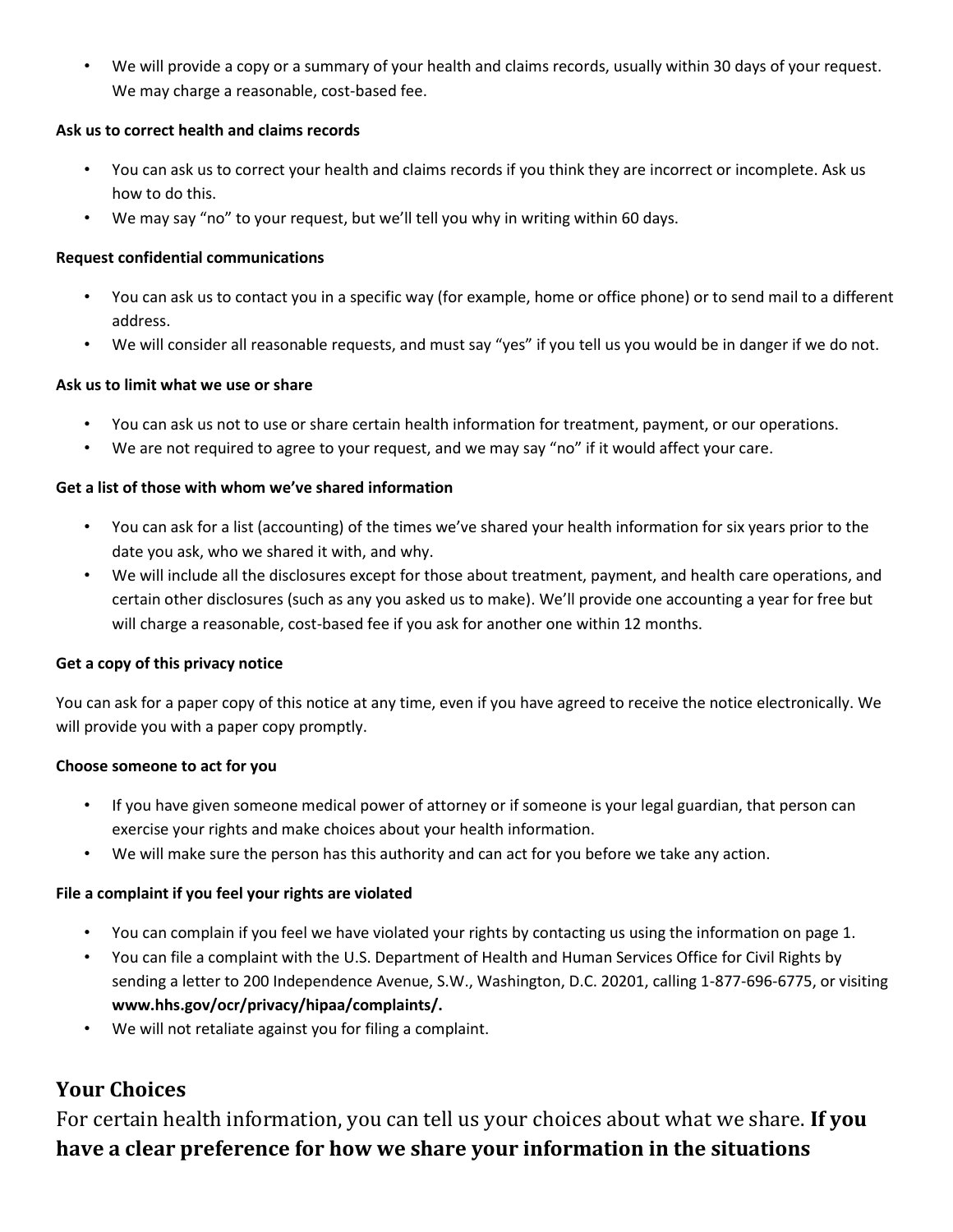- We will provide a copy or a summary of your health and claims records, usually within 30 days of your request. We may charge a reasonable, cost-based fee.

**Ask us to correct health and claims records**

- You can ask us to correct your health and claims records if you think they are incorrect or incomplete. Ask us how to do this.
- We may say "no" to your request, but we'll tell you why in writing within 60 days.

**Request confidential communications**

- You can ask us to contact you in a specific way (for example, home or office phone) or to send mail to a different address.
- We will consider all reasonable requests, and must say "yes" if you tell us you would be in danger if we do not.

**Ask us to limit what we use or share**

- You can ask us not to use or share certain health information for treatment, payment, or our operations.
- We are not required to agree to your request, and we may say "no" if it would affect your care.

**Get a list of those with whom we've shared information**

- You can ask for a list (accounting) of the times we've shared your health information for six years prior to the date you ask, who we shared it with, and why.
- We will include all the disclosures except for those about treatment, payment, and health care operations, and certain other disclosures (such as any you asked us to make). We'll provide one accounting a year for free but will charge a reasonable, cost-based fee if you ask for another one within 12 months.

**Get a copy of this privacy notice**

You can ask for a paper copy of this notice at any time, even if you have agreed to receive the notice electronically. We will provide you with a paper copy promptly.

**Choose someone to act for you**

- If you have given someone medical power of attorney or if someone is your legal guardian, that person can exercise your rights and make choices about your health information.
- We will make sure the person has this authority and can act for you before we take any action.

**File a complaint if you feel your rights are violated**

- You can complain if you feel we have violated your rights by contacting us using the information on page 1.
- You can file a complaint with the U.S. Department of Health and Human Services Office for Civil Rights by sending a letter to 200 Independence Avenue, S.W., Washington, D.C. 20201, calling 1-877-696-6775, or visiting **www.hhs.gov/ocr/privacy/hipaa/complaints/.**
- We will not retaliate against you for filing a complaint.

## Your Choices

For certain health information, you can tell us your choices about what we share. **If you have a clear preference for how we share your information in the situations**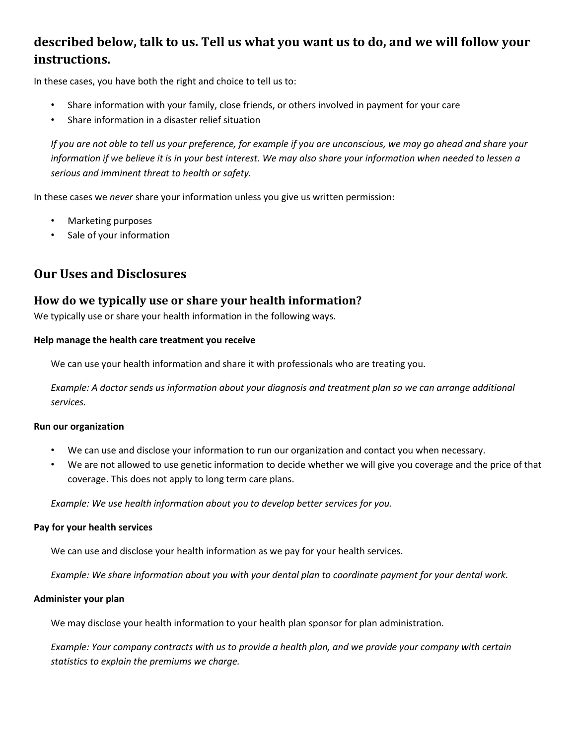**described below, talk to us. Tell us what you want us to do, and we will follow your instructions.**

In these cases, you have both the right and choice to tell us to:

- Share information with your family, close friends, or others involved in payment for your care
- Share information in a disaster relief situation

*If you are not able to tell us your preference, for example if you are unconscious, we may go ahead and share your information if we believe it is in your best interest. We may also share your information when needed to lessen a serious and imminent threat to health or safety.*

In these cases we *never* share your information unless you give us written permission:

- Marketing purposes
- Sale of your information

## Our Uses and Disclosures

### How do we typically use or share your health information?

We typically use or share your health information in the following ways.

**Help manage the health care treatment you receive**

We can use your health information and share it with professionals who are treating you.

*Example: A doctor sends us information about your diagnosis and treatment plan so we can arrange additional services.*

**Run our organization**

- We can use and disclose your information to run our organization and contact you when necessary.
- We are not allowed to use genetic information to decide whether we will give you coverage and the price of that coverage. This does not apply to long term care plans.

*Example: We use health information about you to develop better services for you.*

**Pay for your health services**

We can use and disclose your health information as we pay for your health services.

*Example: We share information about you with your dental plan to coordinate payment for your dental work.*

**Administer your plan**

We may disclose your health information to your health plan sponsor for plan administration.

*Example: Your company contracts with us to provide a health plan, and we provide your company with certain statistics to explain the premiums we charge.*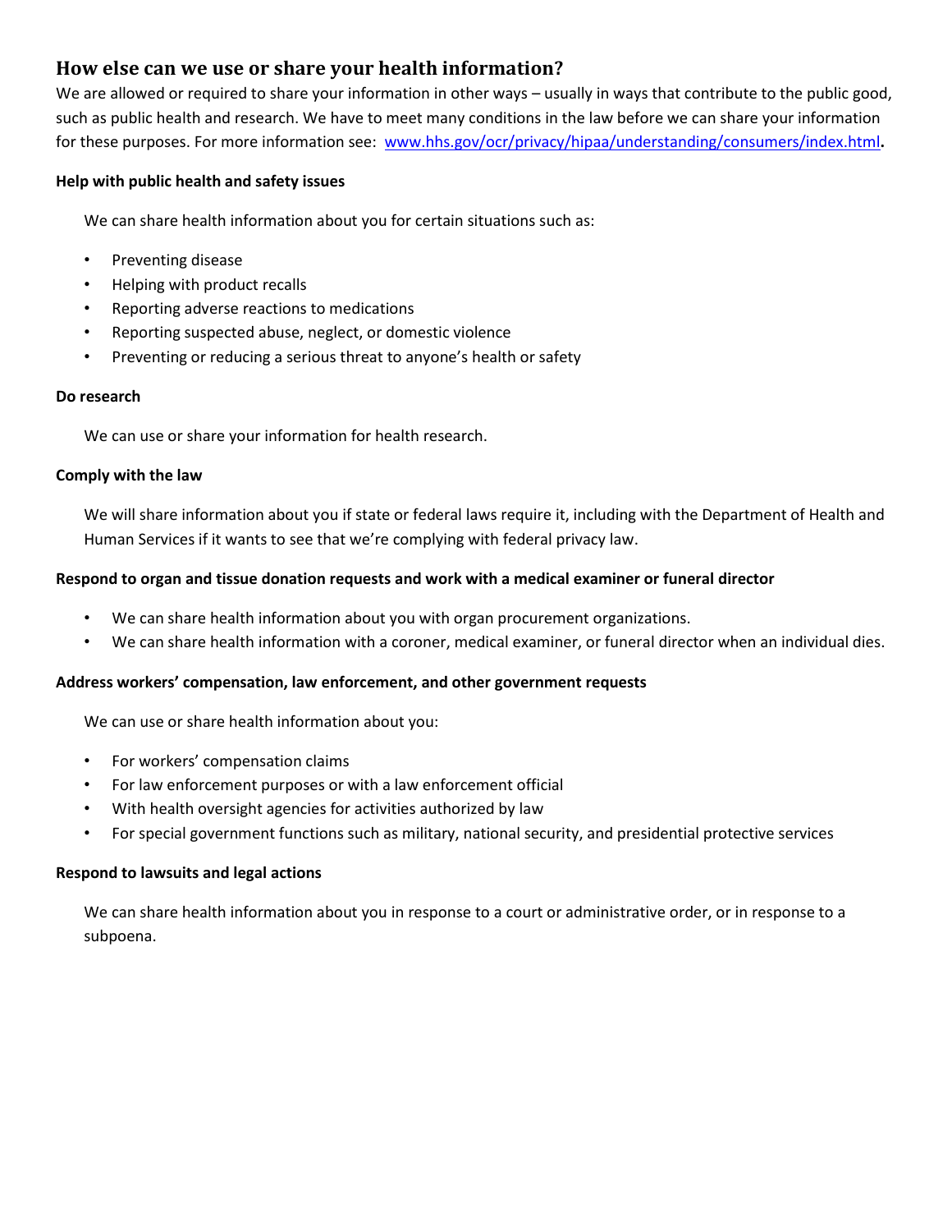## How else can we use or share your health information?

We are allowed or required to share your information in other ways – usually in ways that contribute to the public good, such as public health and research. We have to meet many conditions in the law before we can share your information for these purposes. For more information see: [www.hhs.gov/ocr/privacy/hipaa/understanding/consumers/index.html](http://www.hhs.gov/ocr/privacy/hipaa/understanding/consumers/index.html)**.**

**Help with public health and safety issues**

We can share health information about you for certain situations such as:

- Preventing disease
- Helping with product recalls
- Reporting adverse reactions to medications
- Reporting suspected abuse, neglect, or domestic violence
- Preventing or reducing a serious threat to anyone's health or safety

**Do research**

We can use or share your information for health research.

**Comply with the law**

We will share information about you if state or federal laws require it, including with the Department of Health and Human Services if it wants to see that we're complying with federal privacy law.

**Respond to organ and tissue donation requests and work with a medical examiner or funeral director**

- We can share health information about you with organ procurement organizations.
- We can share health information with a coroner, medical examiner, or funeral director when an individual dies.

**Address workers' compensation, law enforcement, and other government requests**

We can use or share health information about you:

- For workers' compensation claims
- For law enforcement purposes or with a law enforcement official
- With health oversight agencies for activities authorized by law
- For special government functions such as military, national security, and presidential protective services

**Respond to lawsuits and legal actions**

We can share health information about you in response to a court or administrative order, or in response to a subpoena.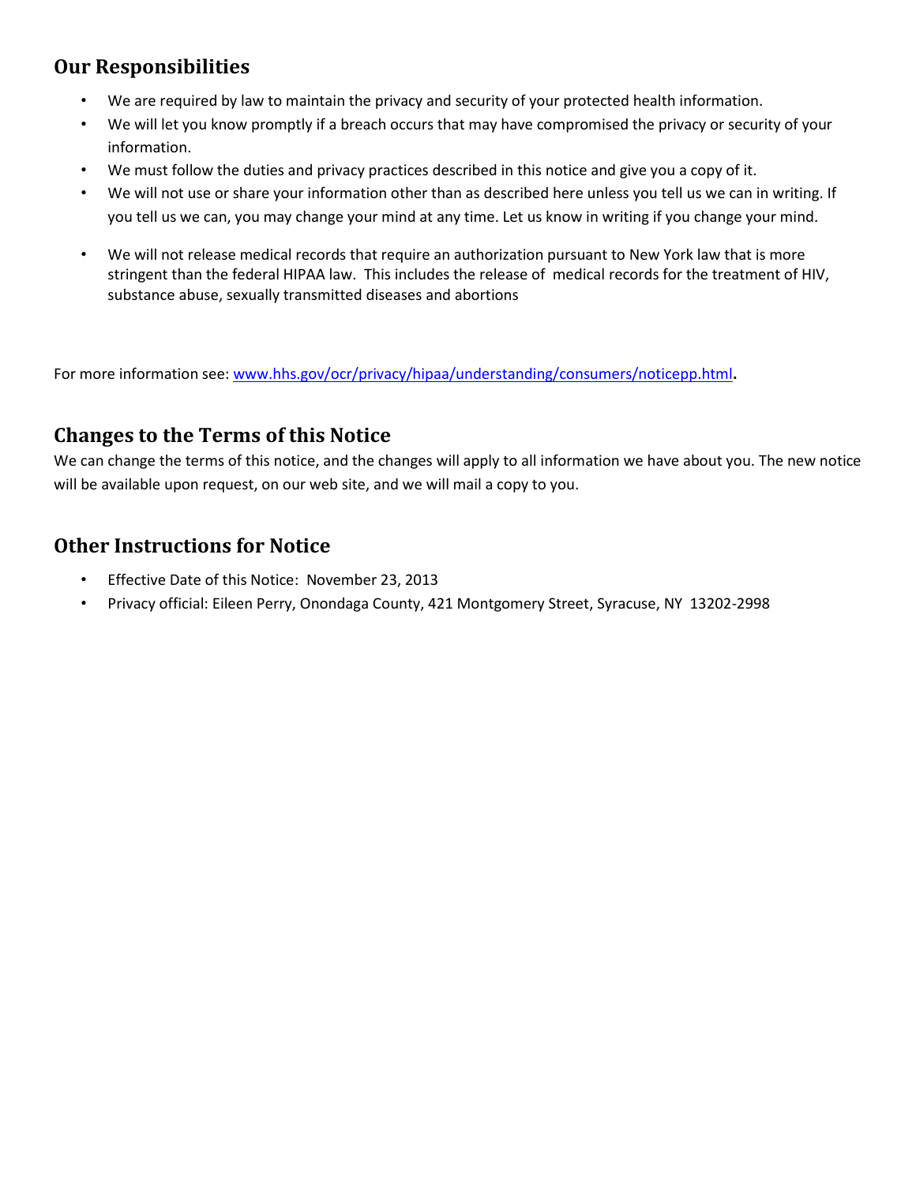## Our Responsibilities

- We are required by law to maintain the privacy and security of your protected health information.
- We will let you know promptly if a breach occurs that may have compromised the privacy or security of your information.
- We must follow the duties and privacy practices described in this notice and give you a copy of it.
- We will not use or share your information other than as described here unless you tell us we can in writing. If you tell us we can, you may change your mind at any time. Let us know in writing if you change your mind.
- We will not release medical records that require an authorization pursuant to New York law that is more stringent than the federal HIPAA law. This includes the release of medical records for the treatment of HIV, substance abuse, sexually transmitted diseases and abortions

For more information see: [www.hhs.gov/ocr/privacy/hipaa/understanding/consumers/noticepp.html](http://www.hhs.gov/ocr/privacy/hipaa/understanding/consumers/noticepp.html).

## Changes to the Terms of this Notice

We can change the terms of this notice, and the changes will apply to all information we have about you. The new notice will be available upon request, on our web site, and we will mail a copy to you.

## Other Instructions for Notice

- Effective Date of this Notice: November 23, 2013
- Privacy official: Eileen Perry, Onondaga County, 421 Montgomery Street, Syracuse, NY 13202-2998